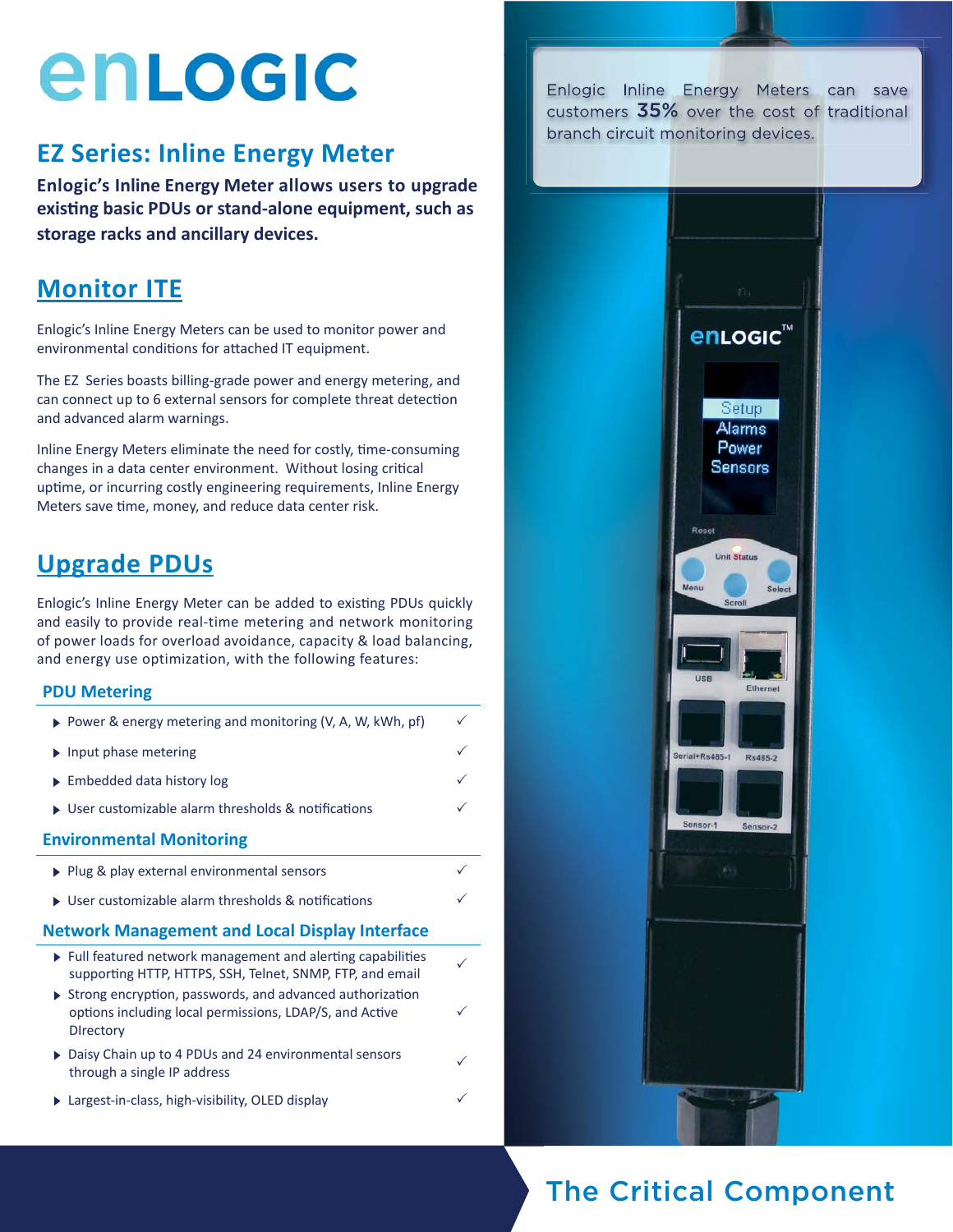# enLOGIC

## EZ Series: Inline Energy Meter

**Enlogic's Inline Energy Meter allows users to upgrade existing basic PDUs or stand-alone equipment, such as storage racks and ancillary devices.**

## Monitor ITE

Enlogic's Inline Energy Meters can be used to monitor power and environmental conditions for attached IT equipment.

The EZ Series boasts billing-grade power and energy metering, and can connect up to 6 external sensors for complete threat detection and advanced alarm warnings.

Inline Energy Meters eliminate the need for costly, time-consuming changes in a data center environment. Without losing critical uptime, or incurring costly engineering requirements, Inline Energy Meters save time, money, and reduce data center risk.

## Upgrade PDUs

Enlogic's Inline Energy Meter can be added to existing PDUs quickly and easily to provide real-time metering and network monitoring of power loads for overload avoidance, capacity & load balancing, and energy use optimization, with the following features:

### PDU Metering

- Power & energy metering and monitoring (V, A, W, kWh, pf) ✓
- Input phase metering ✓
- Embedded data history log ✓
- User customizable alarm thresholds & notifications ✓

### Environmental Monitoring

- Plug & play external environmental sensors ✓
- User customizable alarm thresholds & notifications ✓

### Network Management and Local Display Interface

- Full featured network management and alerting capabilities supporting HTTP, HTTPS, SSH, Telnet, SNMP, FTP, and email ✓
- Strong encryption, passwords, and advanced authorization options including local permissions, LDAP/S, and Active DIrectory ✓
- Daisy Chain up to 4 PDUs and 24 environmental sensors through a single IP address ✓
- Largest-in-class, high-visibility, OLED display ✓

Enlogic Inline Energy Meters can save customers **35%** over the cost of traditional branch circuit monitoring devices.

The Critical Component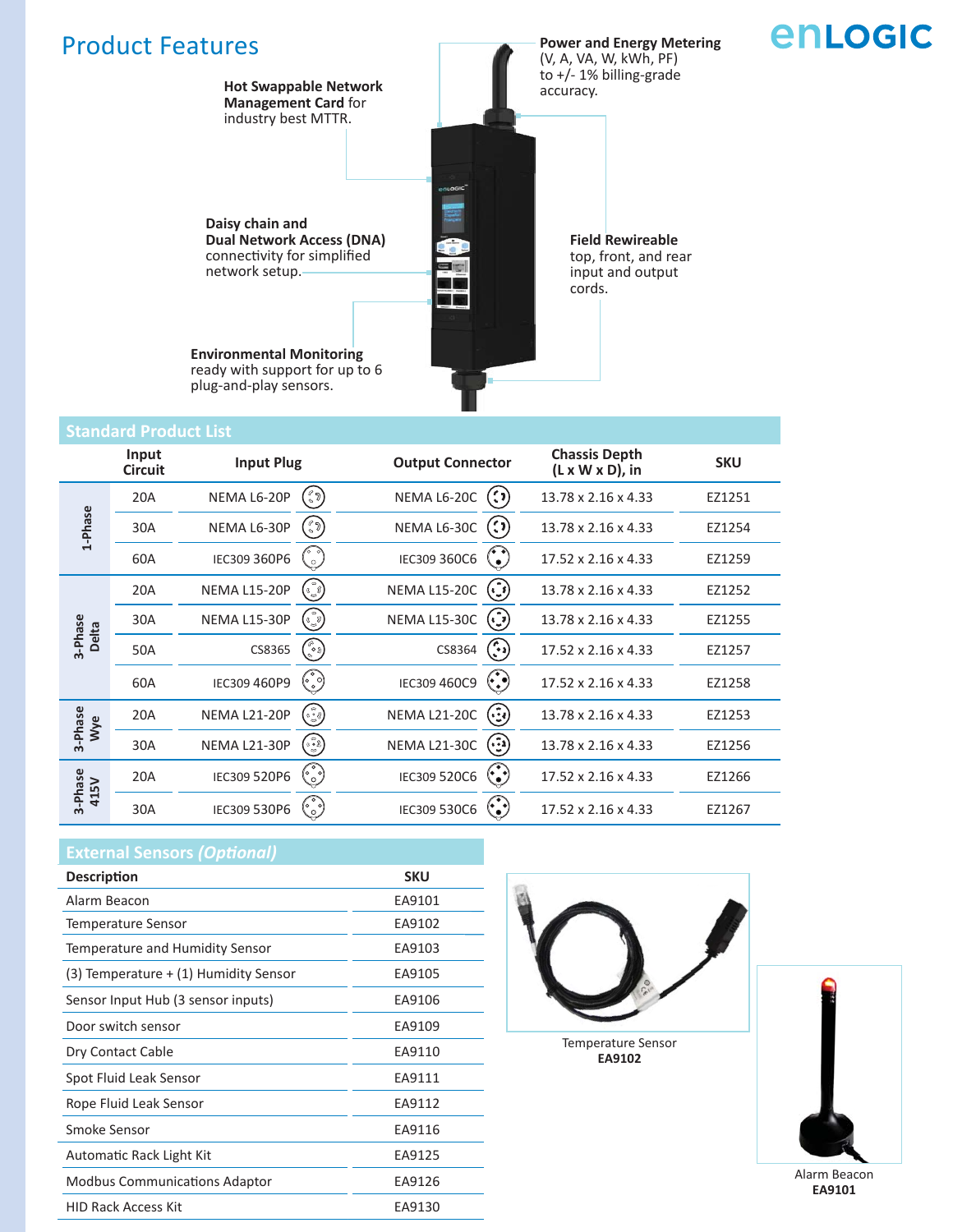## Product Features

**Hot Swappable Network Management Card** for industry best MTTR.

**Power and Energy Metering** (V, A, VA, W, kWh, PF) to +/- 1% billing-grade accuracy.

**Daisy chain and Dual Network Access (DNA)** connectivity for simplified network setup.

**Field Rewireable** top, front, and rear input and output cords.

**Environmental Monitoring** ready with support for up to 6 plug-and-play sensors.

## Standard Product List

| | Input Circuit | Input Plug | Output Connector | Chassis Depth (L x W x D), in | SKU |
|---|---|---|---|---|---|
| 1-Phase | 20A | NEMA L6-20P | NEMA L6-20C | 13.78 x 2.16 x 4.33 | EZ1251 |
| | 30A | NEMA L6-30P | NEMA L6-30C | 13.78 x 2.16 x 4.33 | EZ1254 |
| | 60A | IEC309 360P6 | IEC309 360C6 | 17.52 x 2.16 x 4.33 | EZ1259 |
| 3-Phase Delta | 20A | NEMA L15-20P | NEMA L15-20C | 13.78 x 2.16 x 4.33 | EZ1252 |
| | 30A | NEMA L15-30P | NEMA L15-30C | 13.78 x 2.16 x 4.33 | EZ1255 |
| | 50A | CS8365 | CS8364 | 17.52 x 2.16 x 4.33 | EZ1257 |
| | 60A | IEC309 460P9 | IEC309 460C9 | 17.52 x 2.16 x 4.33 | EZ1258 |
| 3-Phase Wye | 20A | NEMA L21-20P | NEMA L21-20C | 13.78 x 2.16 x 4.33 | EZ1253 |
| | 30A | NEMA L21-30P | NEMA L21-30C | 13.78 x 2.16 x 4.33 | EZ1256 |
| 3-Phase 415V | 20A | IEC309 520P6 | IEC309 520C6 | 17.52 x 2.16 x 4.33 | EZ1266 |
| | 30A | IEC309 530P6 | IEC309 530C6 | 17.52 x 2.16 x 4.33 | EZ1267 |

## External Sensors *(Optional)*

| Description | SKU |
|---|---|
| Alarm Beacon | EA9101 |
| Temperature Sensor | EA9102 |
| Temperature and Humidity Sensor | EA9103 |
| (3) Temperature + (1) Humidity Sensor | EA9105 |
| Sensor Input Hub (3 sensor inputs) | EA9106 |
| Door switch sensor | EA9109 |
| Dry Contact Cable | EA9110 |
| Spot Fluid Leak Sensor | EA9111 |
| Rope Fluid Leak Sensor | EA9112 |
| Smoke Sensor | EA9116 |
| Automatic Rack Light Kit | EA9125 |
| Modbus Communications Adaptor | EA9126 |
| HID Rack Access Kit | EA9130 |

Temperature Sensor
**EA9102**

Alarm Beacon
**EA9101**